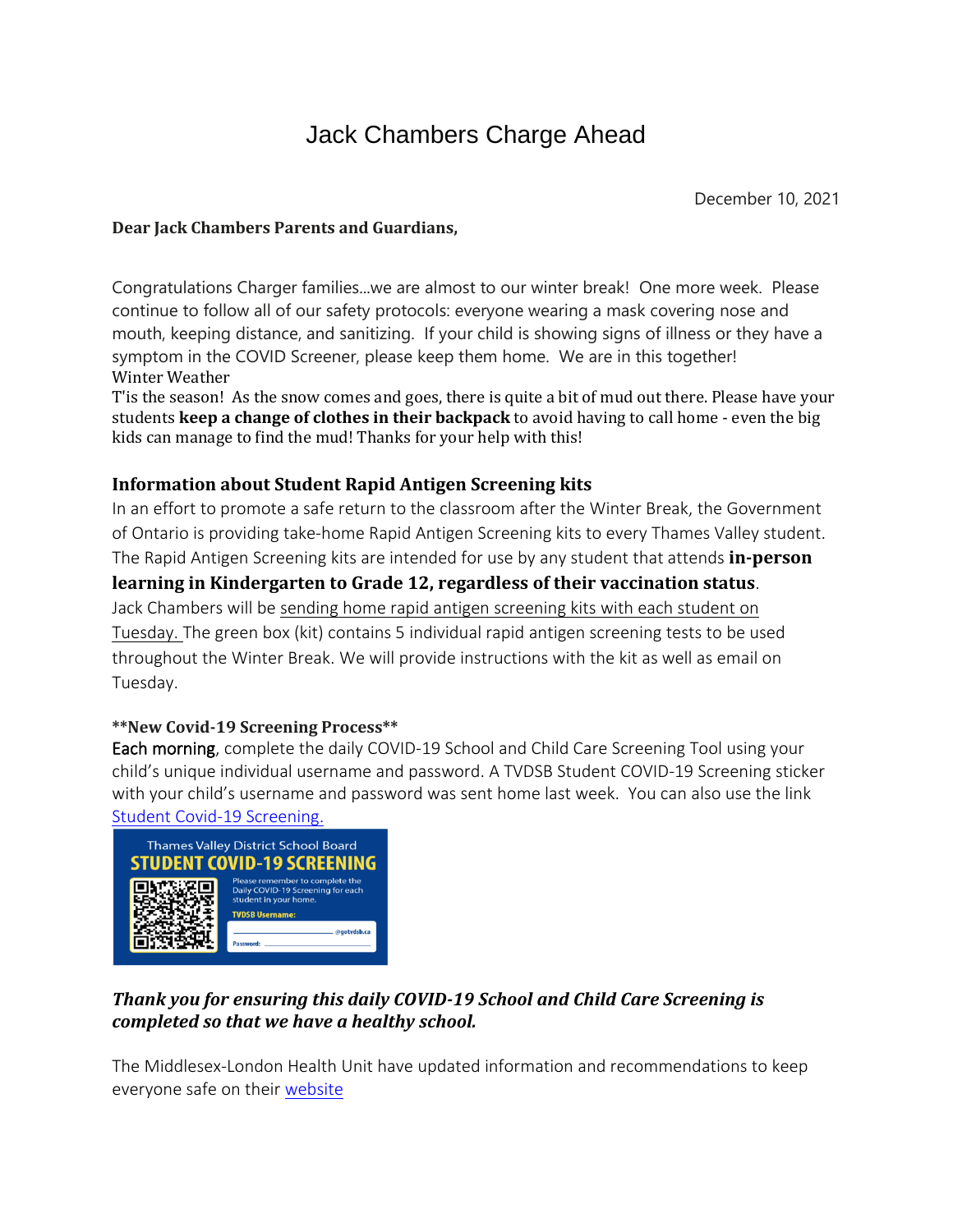# Jack Chambers Charge Ahead

December 10, 2021

**Dear Jack Chambers Parents and Guardians,**

Congratulations Charger families…we are almost to our winter break! One more week. Please continue to follow all of our safety protocols: everyone wearing a mask covering nose and mouth, keeping distance, and sanitizing. If your child is showing signs of illness or they have a symptom in the COVID Screener, please keep them home. We are in this together!

Winter Weather

T'is the season! As the snow comes and goes, there is quite a bit of mud out there. Please have your students **keep a change of clothes in their backpack** to avoid having to call home - even the big kids can manage to find the mud! Thanks for your help with this!

### Information about Student Rapid Antigen Screening kits

In an effort to promote a safe return to the classroom after the Winter Break, the Government of Ontario is providing take-home Rapid Antigen Screening kits to every Thames Valley student. The Rapid Antigen Screening kits are intended for use by any student that attends **in-person learning in Kindergarten to Grade 12, regardless of their vaccination status**. Jack Chambers will be sending home rapid antigen screening kits with each student on Tuesday. The green box (kit) contains 5 individual rapid antigen screening tests to be used throughout the Winter Break. We will provide instructions with the kit as well as email on Tuesday.

**\*\*New Covid-19 Screening Process\*\***

**Each morning**, complete the daily COVID-19 School and Child Care Screening Tool using your child's unique individual username and password. A TVDSB Student COVID-19 Screening sticker with your child's username and password was sent home last week. You can also use the link [Student Covid-19 Screening.](#)

Thames Valley District School Board
STUDENT COVID-19 SCREENING
Please remember to complete the Daily COVID-19 Screening for each student in your home.
TVDSB Username: ____________ @gotvdsb.ca
Password: ____________

***Thank you for ensuring this daily COVID-19 School and Child Care Screening is completed so that we have a healthy school.***

The Middlesex-London Health Unit have updated information and recommendations to keep everyone safe on their [website](#)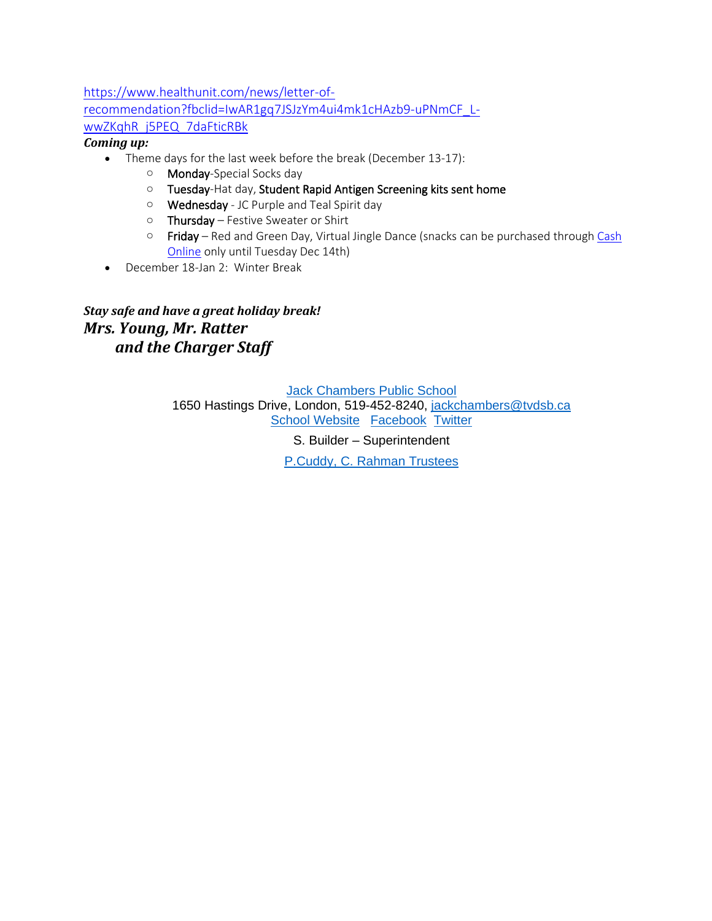https://www.healthunit.com/news/letter-of-recommendation?fbclid=IwAR1gq7JSJzYm4ui4mk1cHAzb9-uPNmCF_L-wwZKqhR_j5PEQ_7daFticRBk

***Coming up:***

- Theme days for the last week before the break (December 13-17):
  - Monday-Special Socks day
  - Tuesday-Hat day, Student Rapid Antigen Screening kits sent home
  - Wednesday - JC Purple and Teal Spirit day
  - Thursday – Festive Sweater or Shirt
  - Friday – Red and Green Day, Virtual Jingle Dance (snacks can be purchased through Cash Online only until Tuesday Dec 14th)
- December 18-Jan 2: Winter Break

***Stay safe and have a great holiday break!***

***Mrs. Young, Mr. Ratter***
***and the Charger Staff***

Jack Chambers Public School
1650 Hastings Drive, London, 519-452-8240, jackchambers@tvdsb.ca
School Website Facebook Twitter

S. Builder – Superintendent

P.Cuddy, C. Rahman Trustees